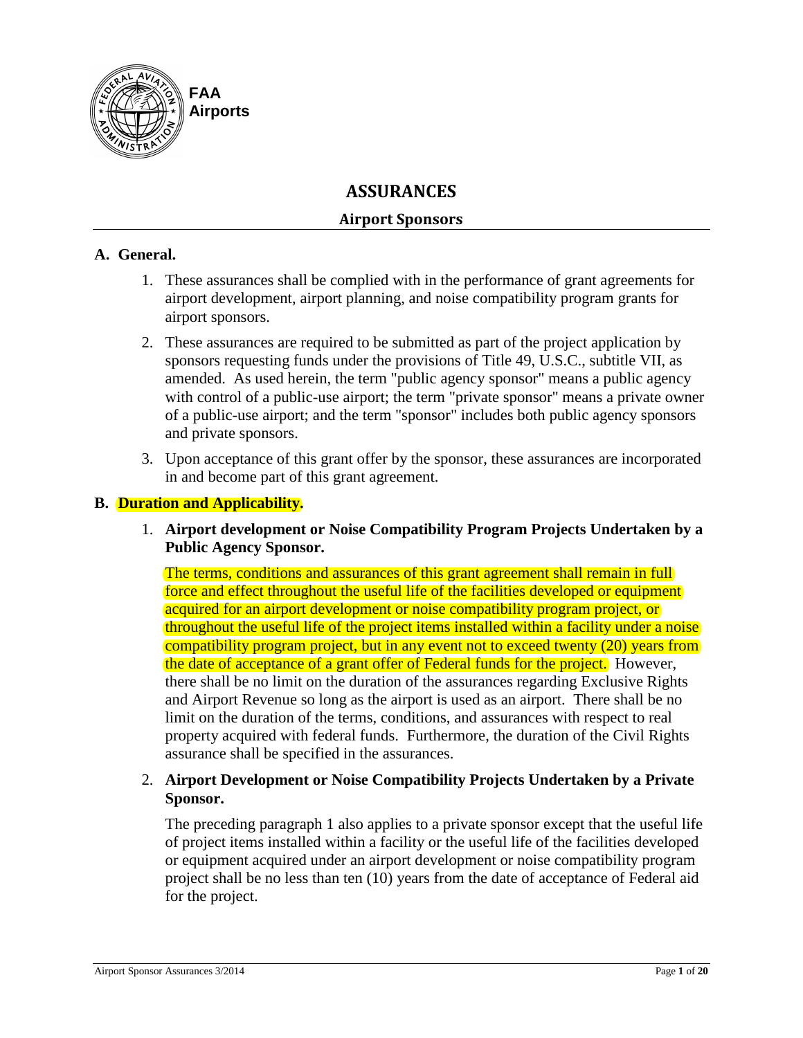FAA
Airports

# ASSURANCES

## Airport Sponsors

### A. General.

1. These assurances shall be complied with in the performance of grant agreements for airport development, airport planning, and noise compatibility program grants for airport sponsors.
2. These assurances are required to be submitted as part of the project application by sponsors requesting funds under the provisions of Title 49, U.S.C., subtitle VII, as amended. As used herein, the term "public agency sponsor" means a public agency with control of a public-use airport; the term "private sponsor" means a private owner of a public-use airport; and the term "sponsor" includes both public agency sponsors and private sponsors.
3. Upon acceptance of this grant offer by the sponsor, these assurances are incorporated in and become part of this grant agreement.

### B. Duration and Applicability.

1. **Airport development or Noise Compatibility Program Projects Undertaken by a Public Agency Sponsor.**

   The terms, conditions and assurances of this grant agreement shall remain in full force and effect throughout the useful life of the facilities developed or equipment acquired for an airport development or noise compatibility program project, or throughout the useful life of the project items installed within a facility under a noise compatibility program project, but in any event not to exceed twenty (20) years from the date of acceptance of a grant offer of Federal funds for the project. However, there shall be no limit on the duration of the assurances regarding Exclusive Rights and Airport Revenue so long as the airport is used as an airport. There shall be no limit on the duration of the terms, conditions, and assurances with respect to real property acquired with federal funds. Furthermore, the duration of the Civil Rights assurance shall be specified in the assurances.

2. **Airport Development or Noise Compatibility Projects Undertaken by a Private Sponsor.**

   The preceding paragraph 1 also applies to a private sponsor except that the useful life of project items installed within a facility or the useful life of the facilities developed or equipment acquired under an airport development or noise compatibility program project shall be no less than ten (10) years from the date of acceptance of Federal aid for the project.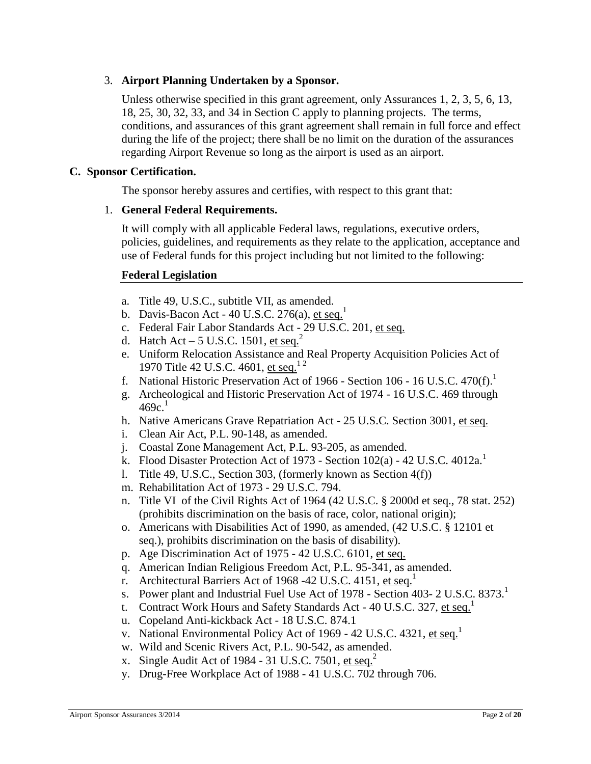3. **Airport Planning Undertaken by a Sponsor.**

   Unless otherwise specified in this grant agreement, only Assurances 1, 2, 3, 5, 6, 13, 18, 25, 30, 32, 33, and 34 in Section C apply to planning projects. The terms, conditions, and assurances of this grant agreement shall remain in full force and effect during the life of the project; there shall be no limit on the duration of the assurances regarding Airport Revenue so long as the airport is used as an airport.

## C. Sponsor Certification.

The sponsor hereby assures and certifies, with respect to this grant that:

1. **General Federal Requirements.**

   It will comply with all applicable Federal laws, regulations, executive orders, policies, guidelines, and requirements as they relate to the application, acceptance and use of Federal funds for this project including but not limited to the following:

   **Federal Legislation**

   a. Title 49, U.S.C., subtitle VII, as amended.
   b. Davis-Bacon Act - 40 U.S.C. 276(a), et seq.[1]
   c. Federal Fair Labor Standards Act - 29 U.S.C. 201, et seq.
   d. Hatch Act – 5 U.S.C. 1501, et seq.[2]
   e. Uniform Relocation Assistance and Real Property Acquisition Policies Act of 1970 Title 42 U.S.C. 4601, et seq.[1 2]
   f. National Historic Preservation Act of 1966 - Section 106 - 16 U.S.C. 470(f).[1]
   g. Archeological and Historic Preservation Act of 1974 - 16 U.S.C. 469 through 469c.[1]
   h. Native Americans Grave Repatriation Act - 25 U.S.C. Section 3001, et seq.
   i. Clean Air Act, P.L. 90-148, as amended.
   j. Coastal Zone Management Act, P.L. 93-205, as amended.
   k. Flood Disaster Protection Act of 1973 - Section 102(a) - 42 U.S.C. 4012a.[1]
   l. Title 49, U.S.C., Section 303, (formerly known as Section 4(f))
   m. Rehabilitation Act of 1973 - 29 U.S.C. 794.
   n. Title VI of the Civil Rights Act of 1964 (42 U.S.C. § 2000d et seq., 78 stat. 252) (prohibits discrimination on the basis of race, color, national origin);
   o. Americans with Disabilities Act of 1990, as amended, (42 U.S.C. § 12101 et seq.), prohibits discrimination on the basis of disability).
   p. Age Discrimination Act of 1975 - 42 U.S.C. 6101, et seq.
   q. American Indian Religious Freedom Act, P.L. 95-341, as amended.
   r. Architectural Barriers Act of 1968 -42 U.S.C. 4151, et seq.[1]
   s. Power plant and Industrial Fuel Use Act of 1978 - Section 403- 2 U.S.C. 8373.[1]
   t. Contract Work Hours and Safety Standards Act - 40 U.S.C. 327, et seq.[1]
   u. Copeland Anti-kickback Act - 18 U.S.C. 874.1
   v. National Environmental Policy Act of 1969 - 42 U.S.C. 4321, et seq.[1]
   w. Wild and Scenic Rivers Act, P.L. 90-542, as amended.
   x. Single Audit Act of 1984 - 31 U.S.C. 7501, et seq.[2]
   y. Drug-Free Workplace Act of 1988 - 41 U.S.C. 702 through 706.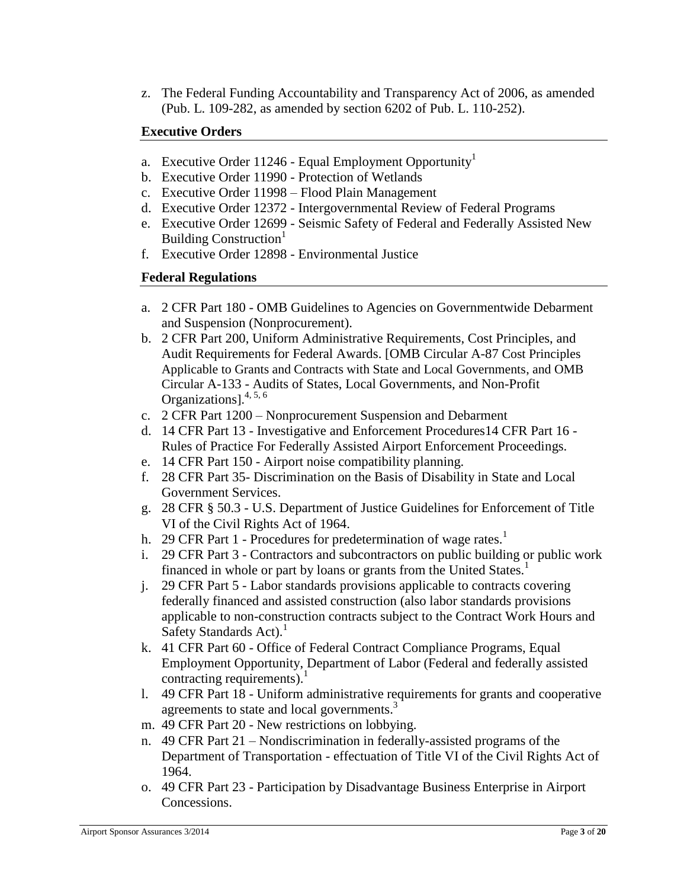z. The Federal Funding Accountability and Transparency Act of 2006, as amended (Pub. L. 109-282, as amended by section 6202 of Pub. L. 110-252).

**Executive Orders**

a. Executive Order 11246 - Equal Employment Opportunity[1]
b. Executive Order 11990 - Protection of Wetlands
c. Executive Order 11998 – Flood Plain Management
d. Executive Order 12372 - Intergovernmental Review of Federal Programs
e. Executive Order 12699 - Seismic Safety of Federal and Federally Assisted New Building Construction[1]
f. Executive Order 12898 - Environmental Justice

**Federal Regulations**

a. 2 CFR Part 180 - OMB Guidelines to Agencies on Governmentwide Debarment and Suspension (Nonprocurement).
b. 2 CFR Part 200, Uniform Administrative Requirements, Cost Principles, and Audit Requirements for Federal Awards. [OMB Circular A-87 Cost Principles Applicable to Grants and Contracts with State and Local Governments, and OMB Circular A-133 - Audits of States, Local Governments, and Non-Profit Organizations].[4, 5, 6]
c. 2 CFR Part 1200 – Nonprocurement Suspension and Debarment
d. 14 CFR Part 13 - Investigative and Enforcement Procedures14 CFR Part 16 - Rules of Practice For Federally Assisted Airport Enforcement Proceedings.
e. 14 CFR Part 150 - Airport noise compatibility planning.
f. 28 CFR Part 35- Discrimination on the Basis of Disability in State and Local Government Services.
g. 28 CFR § 50.3 - U.S. Department of Justice Guidelines for Enforcement of Title VI of the Civil Rights Act of 1964.
h. 29 CFR Part 1 - Procedures for predetermination of wage rates.[1]
i. 29 CFR Part 3 - Contractors and subcontractors on public building or public work financed in whole or part by loans or grants from the United States.[1]
j. 29 CFR Part 5 - Labor standards provisions applicable to contracts covering federally financed and assisted construction (also labor standards provisions applicable to non-construction contracts subject to the Contract Work Hours and Safety Standards Act).[1]
k. 41 CFR Part 60 - Office of Federal Contract Compliance Programs, Equal Employment Opportunity, Department of Labor (Federal and federally assisted contracting requirements).[1]
l. 49 CFR Part 18 - Uniform administrative requirements for grants and cooperative agreements to state and local governments.[3]
m. 49 CFR Part 20 - New restrictions on lobbying.
n. 49 CFR Part 21 – Nondiscrimination in federally-assisted programs of the Department of Transportation - effectuation of Title VI of the Civil Rights Act of 1964.
o. 49 CFR Part 23 - Participation by Disadvantage Business Enterprise in Airport Concessions.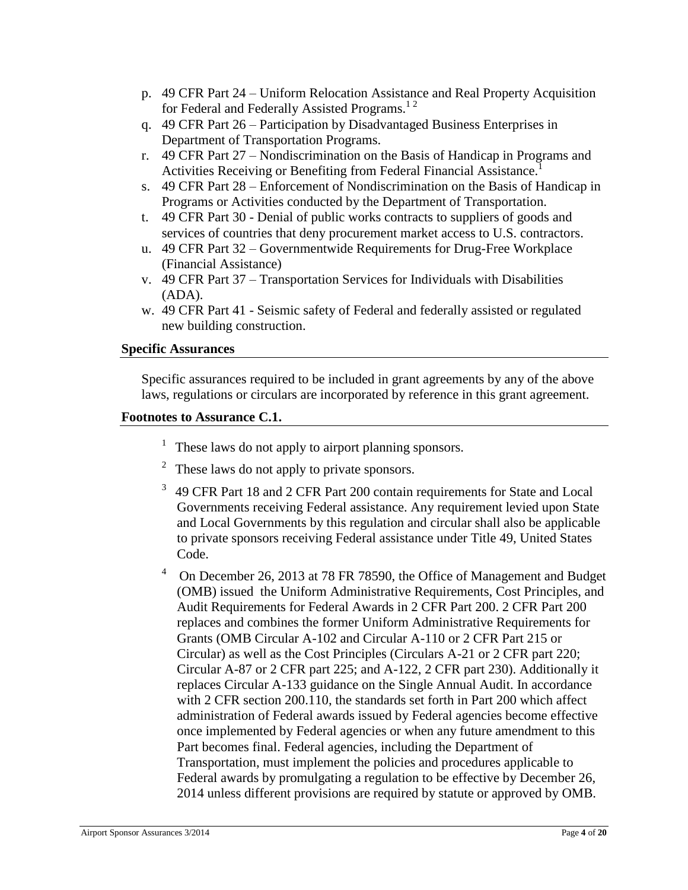p. 49 CFR Part 24 – Uniform Relocation Assistance and Real Property Acquisition for Federal and Federally Assisted Programs.[1 2]
q. 49 CFR Part 26 – Participation by Disadvantaged Business Enterprises in Department of Transportation Programs.
r. 49 CFR Part 27 – Nondiscrimination on the Basis of Handicap in Programs and Activities Receiving or Benefiting from Federal Financial Assistance.[1]
s. 49 CFR Part 28 – Enforcement of Nondiscrimination on the Basis of Handicap in Programs or Activities conducted by the Department of Transportation.
t. 49 CFR Part 30 - Denial of public works contracts to suppliers of goods and services of countries that deny procurement market access to U.S. contractors.
u. 49 CFR Part 32 – Governmentwide Requirements for Drug-Free Workplace (Financial Assistance)
v. 49 CFR Part 37 – Transportation Services for Individuals with Disabilities (ADA).
w. 49 CFR Part 41 - Seismic safety of Federal and federally assisted or regulated new building construction.

**Specific Assurances**

Specific assurances required to be included in grant agreements by any of the above laws, regulations or circulars are incorporated by reference in this grant agreement.

**Footnotes to Assurance C.1.**

[1] These laws do not apply to airport planning sponsors.

[2] These laws do not apply to private sponsors.

[3] 49 CFR Part 18 and 2 CFR Part 200 contain requirements for State and Local Governments receiving Federal assistance. Any requirement levied upon State and Local Governments by this regulation and circular shall also be applicable to private sponsors receiving Federal assistance under Title 49, United States Code.

[4] On December 26, 2013 at 78 FR 78590, the Office of Management and Budget (OMB) issued the Uniform Administrative Requirements, Cost Principles, and Audit Requirements for Federal Awards in 2 CFR Part 200. 2 CFR Part 200 replaces and combines the former Uniform Administrative Requirements for Grants (OMB Circular A-102 and Circular A-110 or 2 CFR Part 215 or Circular) as well as the Cost Principles (Circulars A-21 or 2 CFR part 220; Circular A-87 or 2 CFR part 225; and A-122, 2 CFR part 230). Additionally it replaces Circular A-133 guidance on the Single Annual Audit. In accordance with 2 CFR section 200.110, the standards set forth in Part 200 which affect administration of Federal awards issued by Federal agencies become effective once implemented by Federal agencies or when any future amendment to this Part becomes final. Federal agencies, including the Department of Transportation, must implement the policies and procedures applicable to Federal awards by promulgating a regulation to be effective by December 26, 2014 unless different provisions are required by statute or approved by OMB.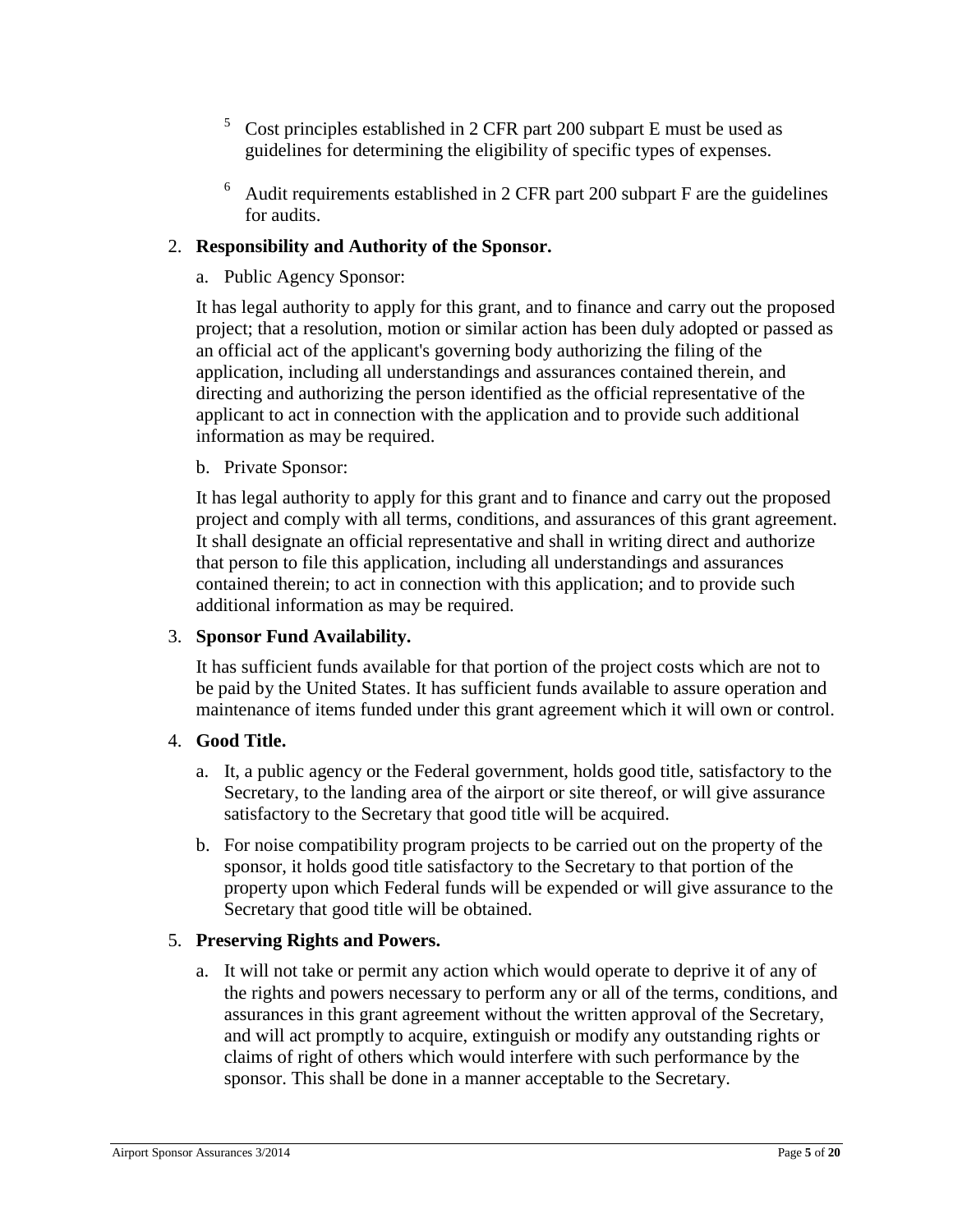[5] Cost principles established in 2 CFR part 200 subpart E must be used as guidelines for determining the eligibility of specific types of expenses.

[6] Audit requirements established in 2 CFR part 200 subpart F are the guidelines for audits.

2. **Responsibility and Authority of the Sponsor.**

   a. Public Agency Sponsor:

   It has legal authority to apply for this grant, and to finance and carry out the proposed project; that a resolution, motion or similar action has been duly adopted or passed as an official act of the applicant's governing body authorizing the filing of the application, including all understandings and assurances contained therein, and directing and authorizing the person identified as the official representative of the applicant to act in connection with the application and to provide such additional information as may be required.

   b. Private Sponsor:

   It has legal authority to apply for this grant and to finance and carry out the proposed project and comply with all terms, conditions, and assurances of this grant agreement. It shall designate an official representative and shall in writing direct and authorize that person to file this application, including all understandings and assurances contained therein; to act in connection with this application; and to provide such additional information as may be required.

3. **Sponsor Fund Availability.**

   It has sufficient funds available for that portion of the project costs which are not to be paid by the United States. It has sufficient funds available to assure operation and maintenance of items funded under this grant agreement which it will own or control.

4. **Good Title.**

   a. It, a public agency or the Federal government, holds good title, satisfactory to the Secretary, to the landing area of the airport or site thereof, or will give assurance satisfactory to the Secretary that good title will be acquired.

   b. For noise compatibility program projects to be carried out on the property of the sponsor, it holds good title satisfactory to the Secretary to that portion of the property upon which Federal funds will be expended or will give assurance to the Secretary that good title will be obtained.

5. **Preserving Rights and Powers.**

   a. It will not take or permit any action which would operate to deprive it of any of the rights and powers necessary to perform any or all of the terms, conditions, and assurances in this grant agreement without the written approval of the Secretary, and will act promptly to acquire, extinguish or modify any outstanding rights or claims of right of others which would interfere with such performance by the sponsor. This shall be done in a manner acceptable to the Secretary.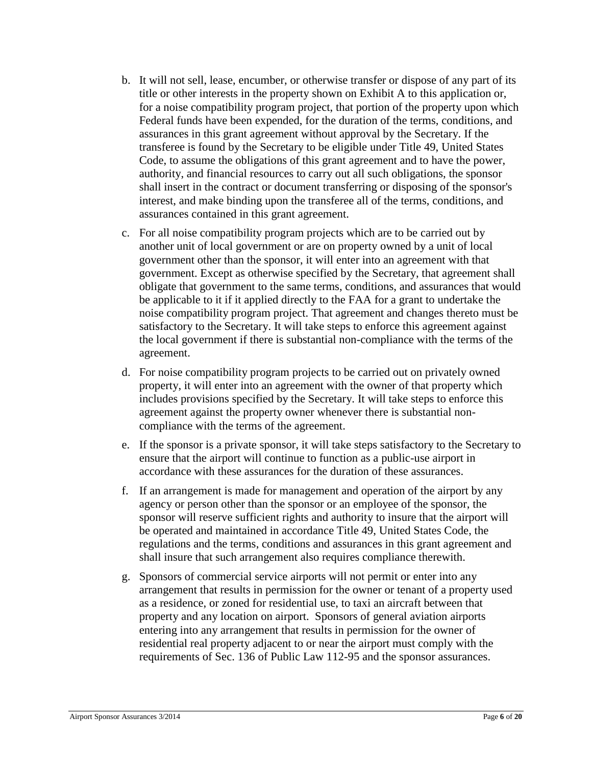b. It will not sell, lease, encumber, or otherwise transfer or dispose of any part of its title or other interests in the property shown on Exhibit A to this application or, for a noise compatibility program project, that portion of the property upon which Federal funds have been expended, for the duration of the terms, conditions, and assurances in this grant agreement without approval by the Secretary. If the transferee is found by the Secretary to be eligible under Title 49, United States Code, to assume the obligations of this grant agreement and to have the power, authority, and financial resources to carry out all such obligations, the sponsor shall insert in the contract or document transferring or disposing of the sponsor's interest, and make binding upon the transferee all of the terms, conditions, and assurances contained in this grant agreement.

c. For all noise compatibility program projects which are to be carried out by another unit of local government or are on property owned by a unit of local government other than the sponsor, it will enter into an agreement with that government. Except as otherwise specified by the Secretary, that agreement shall obligate that government to the same terms, conditions, and assurances that would be applicable to it if it applied directly to the FAA for a grant to undertake the noise compatibility program project. That agreement and changes thereto must be satisfactory to the Secretary. It will take steps to enforce this agreement against the local government if there is substantial non-compliance with the terms of the agreement.

d. For noise compatibility program projects to be carried out on privately owned property, it will enter into an agreement with the owner of that property which includes provisions specified by the Secretary. It will take steps to enforce this agreement against the property owner whenever there is substantial non-compliance with the terms of the agreement.

e. If the sponsor is a private sponsor, it will take steps satisfactory to the Secretary to ensure that the airport will continue to function as a public-use airport in accordance with these assurances for the duration of these assurances.

f. If an arrangement is made for management and operation of the airport by any agency or person other than the sponsor or an employee of the sponsor, the sponsor will reserve sufficient rights and authority to insure that the airport will be operated and maintained in accordance Title 49, United States Code, the regulations and the terms, conditions and assurances in this grant agreement and shall insure that such arrangement also requires compliance therewith.

g. Sponsors of commercial service airports will not permit or enter into any arrangement that results in permission for the owner or tenant of a property used as a residence, or zoned for residential use, to taxi an aircraft between that property and any location on airport. Sponsors of general aviation airports entering into any arrangement that results in permission for the owner of residential real property adjacent to or near the airport must comply with the requirements of Sec. 136 of Public Law 112-95 and the sponsor assurances.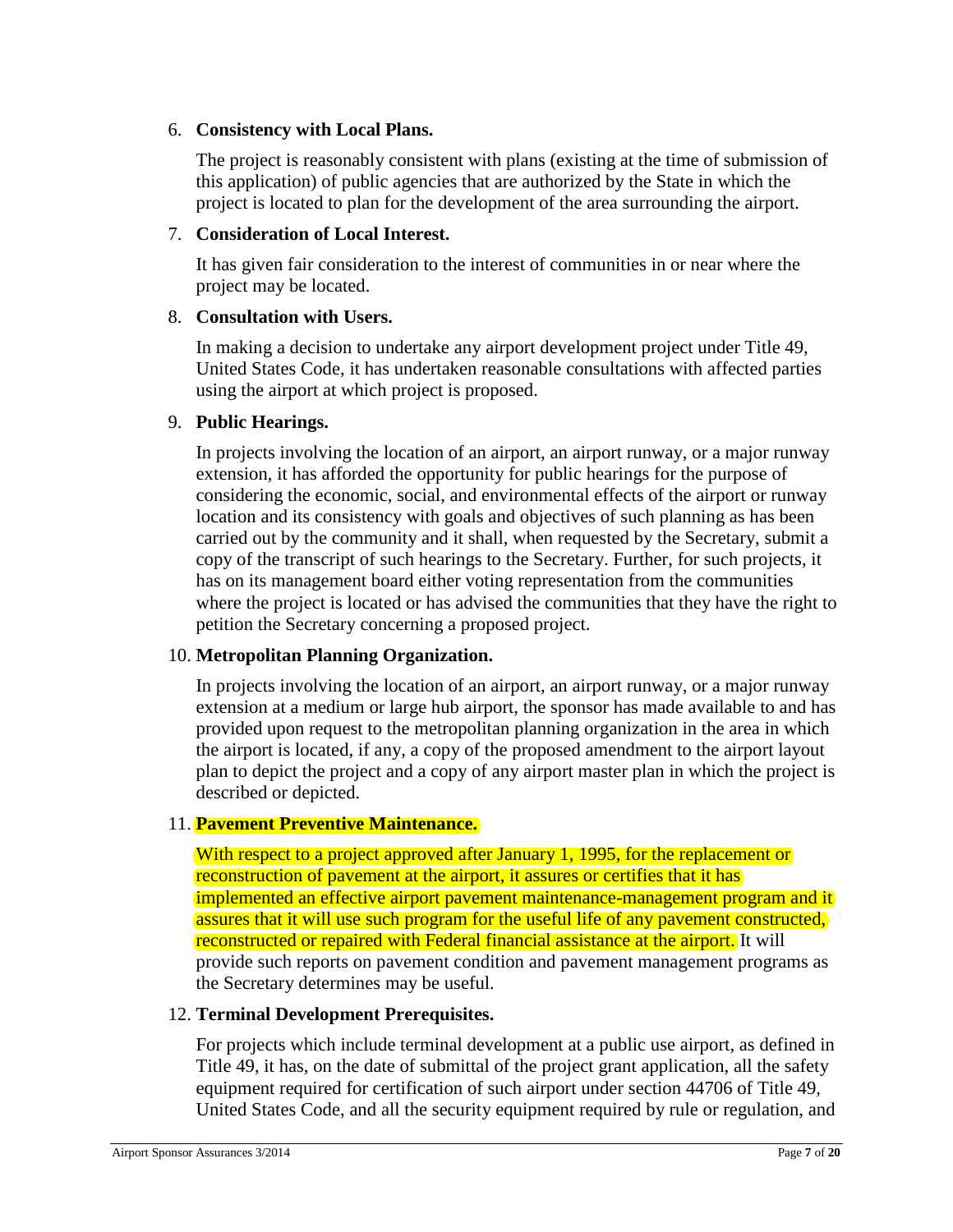6. **Consistency with Local Plans.**

   The project is reasonably consistent with plans (existing at the time of submission of this application) of public agencies that are authorized by the State in which the project is located to plan for the development of the area surrounding the airport.

7. **Consideration of Local Interest.**

   It has given fair consideration to the interest of communities in or near where the project may be located.

8. **Consultation with Users.**

   In making a decision to undertake any airport development project under Title 49, United States Code, it has undertaken reasonable consultations with affected parties using the airport at which project is proposed.

9. **Public Hearings.**

   In projects involving the location of an airport, an airport runway, or a major runway extension, it has afforded the opportunity for public hearings for the purpose of considering the economic, social, and environmental effects of the airport or runway location and its consistency with goals and objectives of such planning as has been carried out by the community and it shall, when requested by the Secretary, submit a copy of the transcript of such hearings to the Secretary. Further, for such projects, it has on its management board either voting representation from the communities where the project is located or has advised the communities that they have the right to petition the Secretary concerning a proposed project.

10. **Metropolitan Planning Organization.**

    In projects involving the location of an airport, an airport runway, or a major runway extension at a medium or large hub airport, the sponsor has made available to and has provided upon request to the metropolitan planning organization in the area in which the airport is located, if any, a copy of the proposed amendment to the airport layout plan to depict the project and a copy of any airport master plan in which the project is described or depicted.

11. **Pavement Preventive Maintenance.**

    With respect to a project approved after January 1, 1995, for the replacement or reconstruction of pavement at the airport, it assures or certifies that it has implemented an effective airport pavement maintenance-management program and it assures that it will use such program for the useful life of any pavement constructed, reconstructed or repaired with Federal financial assistance at the airport. It will provide such reports on pavement condition and pavement management programs as the Secretary determines may be useful.

12. **Terminal Development Prerequisites.**

    For projects which include terminal development at a public use airport, as defined in Title 49, it has, on the date of submittal of the project grant application, all the safety equipment required for certification of such airport under section 44706 of Title 49, United States Code, and all the security equipment required by rule or regulation, and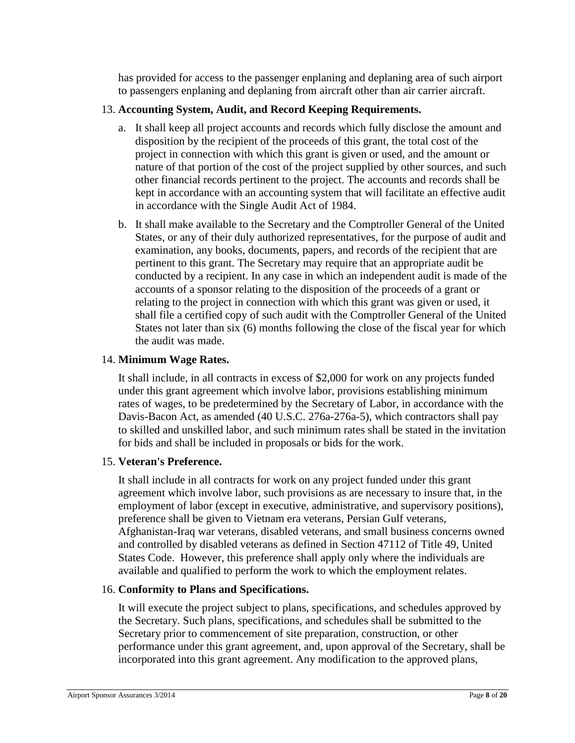has provided for access to the passenger enplaning and deplaning area of such airport to passengers enplaning and deplaning from aircraft other than air carrier aircraft.

13. **Accounting System, Audit, and Record Keeping Requirements.**

    a. It shall keep all project accounts and records which fully disclose the amount and disposition by the recipient of the proceeds of this grant, the total cost of the project in connection with which this grant is given or used, and the amount or nature of that portion of the cost of the project supplied by other sources, and such other financial records pertinent to the project. The accounts and records shall be kept in accordance with an accounting system that will facilitate an effective audit in accordance with the Single Audit Act of 1984.

    b. It shall make available to the Secretary and the Comptroller General of the United States, or any of their duly authorized representatives, for the purpose of audit and examination, any books, documents, papers, and records of the recipient that are pertinent to this grant. The Secretary may require that an appropriate audit be conducted by a recipient. In any case in which an independent audit is made of the accounts of a sponsor relating to the disposition of the proceeds of a grant or relating to the project in connection with which this grant was given or used, it shall file a certified copy of such audit with the Comptroller General of the United States not later than six (6) months following the close of the fiscal year for which the audit was made.

14. **Minimum Wage Rates.**

    It shall include, in all contracts in excess of $2,000 for work on any projects funded under this grant agreement which involve labor, provisions establishing minimum rates of wages, to be predetermined by the Secretary of Labor, in accordance with the Davis-Bacon Act, as amended (40 U.S.C. 276a-276a-5), which contractors shall pay to skilled and unskilled labor, and such minimum rates shall be stated in the invitation for bids and shall be included in proposals or bids for the work.

15. **Veteran's Preference.**

    It shall include in all contracts for work on any project funded under this grant agreement which involve labor, such provisions as are necessary to insure that, in the employment of labor (except in executive, administrative, and supervisory positions), preference shall be given to Vietnam era veterans, Persian Gulf veterans, Afghanistan-Iraq war veterans, disabled veterans, and small business concerns owned and controlled by disabled veterans as defined in Section 47112 of Title 49, United States Code. However, this preference shall apply only where the individuals are available and qualified to perform the work to which the employment relates.

16. **Conformity to Plans and Specifications.**

    It will execute the project subject to plans, specifications, and schedules approved by the Secretary. Such plans, specifications, and schedules shall be submitted to the Secretary prior to commencement of site preparation, construction, or other performance under this grant agreement, and, upon approval of the Secretary, shall be incorporated into this grant agreement. Any modification to the approved plans,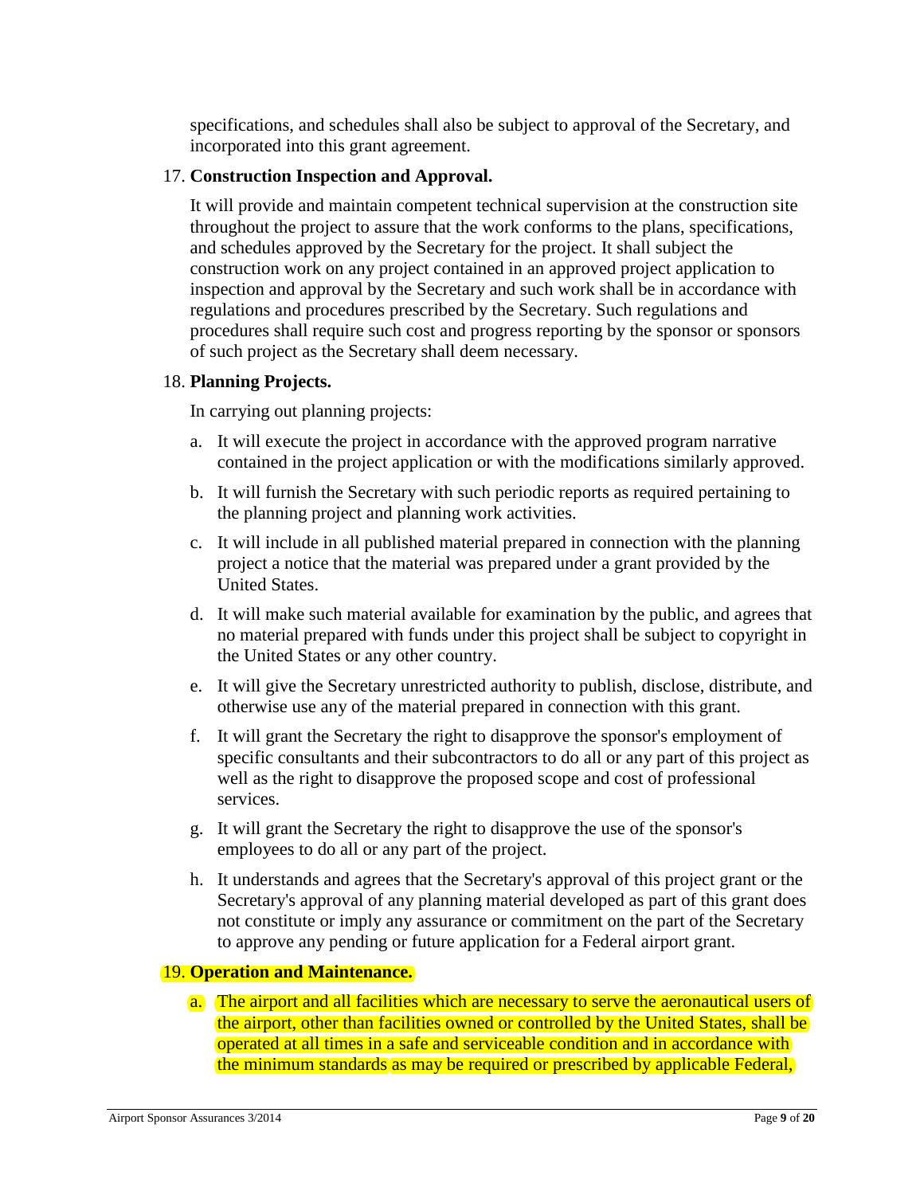specifications, and schedules shall also be subject to approval of the Secretary, and incorporated into this grant agreement.

17. **Construction Inspection and Approval.**

    It will provide and maintain competent technical supervision at the construction site throughout the project to assure that the work conforms to the plans, specifications, and schedules approved by the Secretary for the project. It shall subject the construction work on any project contained in an approved project application to inspection and approval by the Secretary and such work shall be in accordance with regulations and procedures prescribed by the Secretary. Such regulations and procedures shall require such cost and progress reporting by the sponsor or sponsors of such project as the Secretary shall deem necessary.

18. **Planning Projects.**

    In carrying out planning projects:

    a. It will execute the project in accordance with the approved program narrative contained in the project application or with the modifications similarly approved.

    b. It will furnish the Secretary with such periodic reports as required pertaining to the planning project and planning work activities.

    c. It will include in all published material prepared in connection with the planning project a notice that the material was prepared under a grant provided by the United States.

    d. It will make such material available for examination by the public, and agrees that no material prepared with funds under this project shall be subject to copyright in the United States or any other country.

    e. It will give the Secretary unrestricted authority to publish, disclose, distribute, and otherwise use any of the material prepared in connection with this grant.

    f. It will grant the Secretary the right to disapprove the sponsor's employment of specific consultants and their subcontractors to do all or any part of this project as well as the right to disapprove the proposed scope and cost of professional services.

    g. It will grant the Secretary the right to disapprove the use of the sponsor's employees to do all or any part of the project.

    h. It understands and agrees that the Secretary's approval of this project grant or the Secretary's approval of any planning material developed as part of this grant does not constitute or imply any assurance or commitment on the part of the Secretary to approve any pending or future application for a Federal airport grant.

19. **Operation and Maintenance.**

    a. The airport and all facilities which are necessary to serve the aeronautical users of the airport, other than facilities owned or controlled by the United States, shall be operated at all times in a safe and serviceable condition and in accordance with the minimum standards as may be required or prescribed by applicable Federal,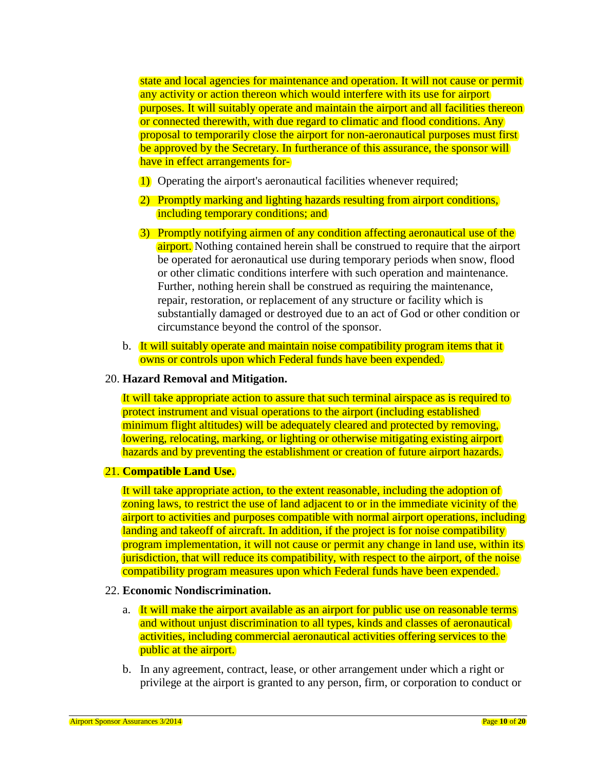state and local agencies for maintenance and operation. It will not cause or permit any activity or action thereon which would interfere with its use for airport purposes. It will suitably operate and maintain the airport and all facilities thereon or connected therewith, with due regard to climatic and flood conditions. Any proposal to temporarily close the airport for non-aeronautical purposes must first be approved by the Secretary. In furtherance of this assurance, the sponsor will have in effect arrangements for-

1) Operating the airport's aeronautical facilities whenever required;
2) Promptly marking and lighting hazards resulting from airport conditions, including temporary conditions; and
3) Promptly notifying airmen of any condition affecting aeronautical use of the airport. Nothing contained herein shall be construed to require that the airport be operated for aeronautical use during temporary periods when snow, flood or other climatic conditions interfere with such operation and maintenance. Further, nothing herein shall be construed as requiring the maintenance, repair, restoration, or replacement of any structure or facility which is substantially damaged or destroyed due to an act of God or other condition or circumstance beyond the control of the sponsor.

b. It will suitably operate and maintain noise compatibility program items that it owns or controls upon which Federal funds have been expended.

20. **Hazard Removal and Mitigation.**

It will take appropriate action to assure that such terminal airspace as is required to protect instrument and visual operations to the airport (including established minimum flight altitudes) will be adequately cleared and protected by removing, lowering, relocating, marking, or lighting or otherwise mitigating existing airport hazards and by preventing the establishment or creation of future airport hazards.

21. **Compatible Land Use.**

It will take appropriate action, to the extent reasonable, including the adoption of zoning laws, to restrict the use of land adjacent to or in the immediate vicinity of the airport to activities and purposes compatible with normal airport operations, including landing and takeoff of aircraft. In addition, if the project is for noise compatibility program implementation, it will not cause or permit any change in land use, within its jurisdiction, that will reduce its compatibility, with respect to the airport, of the noise compatibility program measures upon which Federal funds have been expended.

22. **Economic Nondiscrimination.**

a. It will make the airport available as an airport for public use on reasonable terms and without unjust discrimination to all types, kinds and classes of aeronautical activities, including commercial aeronautical activities offering services to the public at the airport.

b. In any agreement, contract, lease, or other arrangement under which a right or privilege at the airport is granted to any person, firm, or corporation to conduct or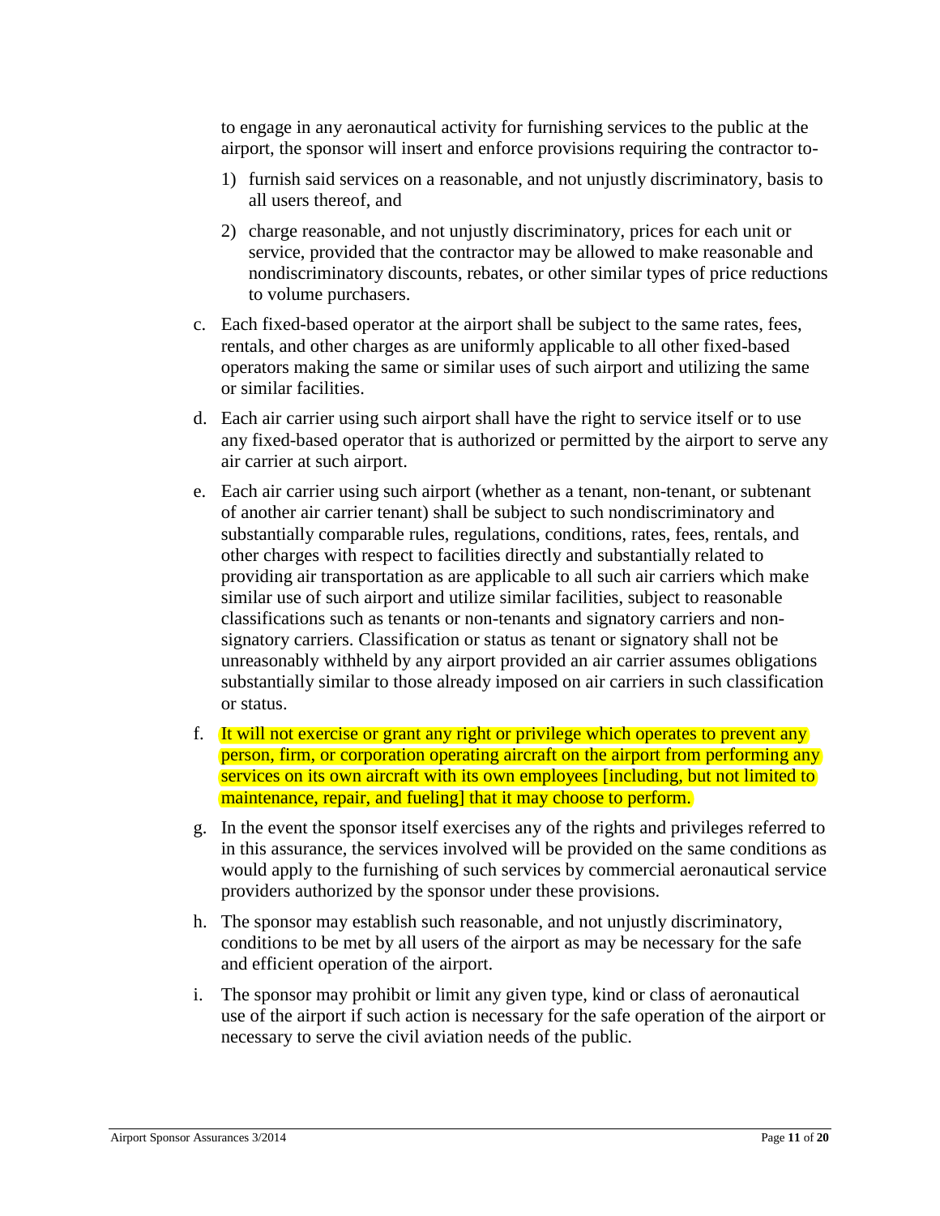to engage in any aeronautical activity for furnishing services to the public at the airport, the sponsor will insert and enforce provisions requiring the contractor to-

1) furnish said services on a reasonable, and not unjustly discriminatory, basis to all users thereof, and
2) charge reasonable, and not unjustly discriminatory, prices for each unit or service, provided that the contractor may be allowed to make reasonable and nondiscriminatory discounts, rebates, or other similar types of price reductions to volume purchasers.

c. Each fixed-based operator at the airport shall be subject to the same rates, fees, rentals, and other charges as are uniformly applicable to all other fixed-based operators making the same or similar uses of such airport and utilizing the same or similar facilities.

d. Each air carrier using such airport shall have the right to service itself or to use any fixed-based operator that is authorized or permitted by the airport to serve any air carrier at such airport.

e. Each air carrier using such airport (whether as a tenant, non-tenant, or subtenant of another air carrier tenant) shall be subject to such nondiscriminatory and substantially comparable rules, regulations, conditions, rates, fees, rentals, and other charges with respect to facilities directly and substantially related to providing air transportation as are applicable to all such air carriers which make similar use of such airport and utilize similar facilities, subject to reasonable classifications such as tenants or non-tenants and signatory carriers and non-signatory carriers. Classification or status as tenant or signatory shall not be unreasonably withheld by any airport provided an air carrier assumes obligations substantially similar to those already imposed on air carriers in such classification or status.

f. It will not exercise or grant any right or privilege which operates to prevent any person, firm, or corporation operating aircraft on the airport from performing any services on its own aircraft with its own employees [including, but not limited to maintenance, repair, and fueling] that it may choose to perform.

g. In the event the sponsor itself exercises any of the rights and privileges referred to in this assurance, the services involved will be provided on the same conditions as would apply to the furnishing of such services by commercial aeronautical service providers authorized by the sponsor under these provisions.

h. The sponsor may establish such reasonable, and not unjustly discriminatory, conditions to be met by all users of the airport as may be necessary for the safe and efficient operation of the airport.

i. The sponsor may prohibit or limit any given type, kind or class of aeronautical use of the airport if such action is necessary for the safe operation of the airport or necessary to serve the civil aviation needs of the public.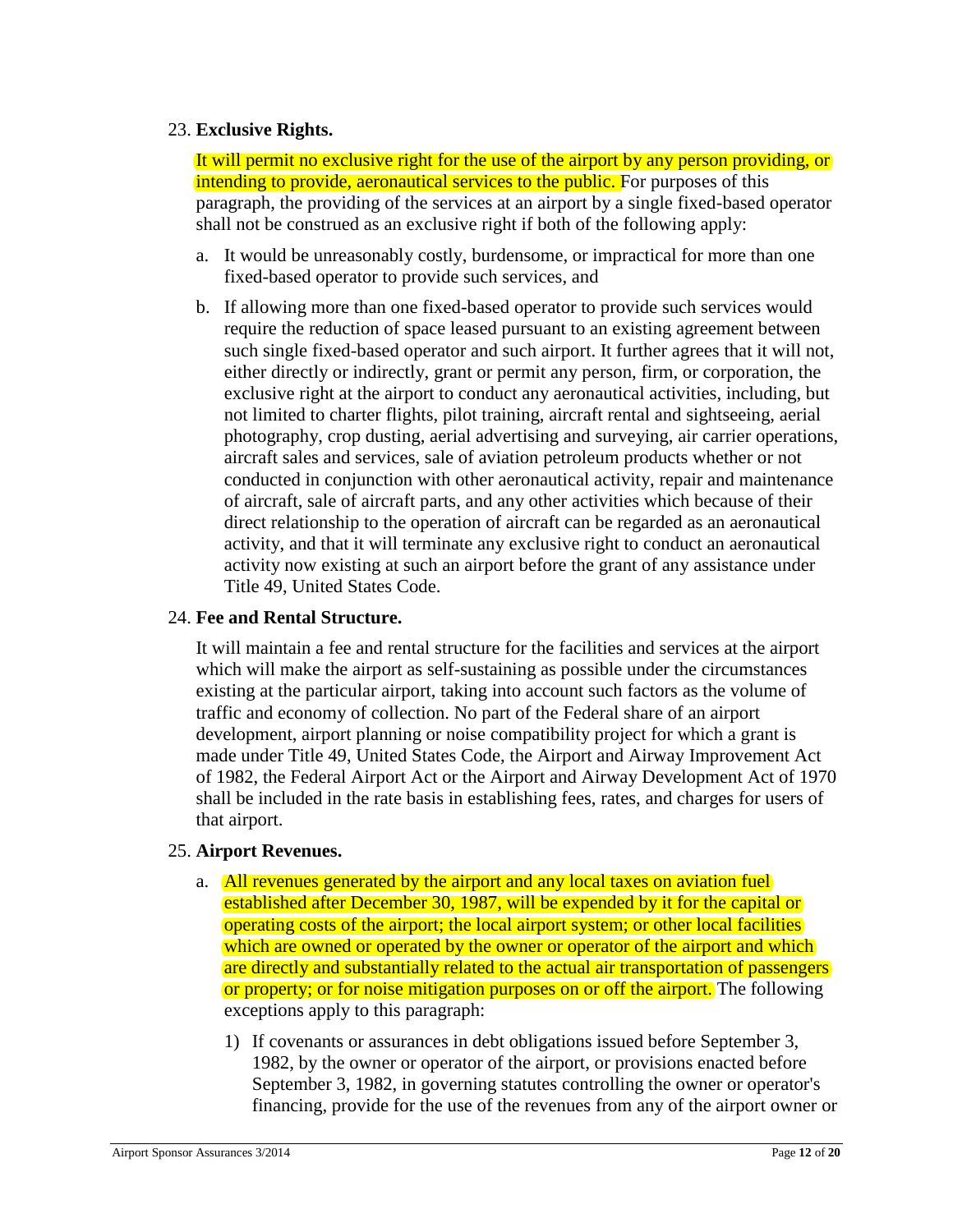23. **Exclusive Rights.**

    It will permit no exclusive right for the use of the airport by any person providing, or intending to provide, aeronautical services to the public. For purposes of this paragraph, the providing of the services at an airport by a single fixed-based operator shall not be construed as an exclusive right if both of the following apply:

    a. It would be unreasonably costly, burdensome, or impractical for more than one fixed-based operator to provide such services, and

    b. If allowing more than one fixed-based operator to provide such services would require the reduction of space leased pursuant to an existing agreement between such single fixed-based operator and such airport. It further agrees that it will not, either directly or indirectly, grant or permit any person, firm, or corporation, the exclusive right at the airport to conduct any aeronautical activities, including, but not limited to charter flights, pilot training, aircraft rental and sightseeing, aerial photography, crop dusting, aerial advertising and surveying, air carrier operations, aircraft sales and services, sale of aviation petroleum products whether or not conducted in conjunction with other aeronautical activity, repair and maintenance of aircraft, sale of aircraft parts, and any other activities which because of their direct relationship to the operation of aircraft can be regarded as an aeronautical activity, and that it will terminate any exclusive right to conduct an aeronautical activity now existing at such an airport before the grant of any assistance under Title 49, United States Code.

24. **Fee and Rental Structure.**

    It will maintain a fee and rental structure for the facilities and services at the airport which will make the airport as self-sustaining as possible under the circumstances existing at the particular airport, taking into account such factors as the volume of traffic and economy of collection. No part of the Federal share of an airport development, airport planning or noise compatibility project for which a grant is made under Title 49, United States Code, the Airport and Airway Improvement Act of 1982, the Federal Airport Act or the Airport and Airway Development Act of 1970 shall be included in the rate basis in establishing fees, rates, and charges for users of that airport.

25. **Airport Revenues.**

    a. All revenues generated by the airport and any local taxes on aviation fuel established after December 30, 1987, will be expended by it for the capital or operating costs of the airport; the local airport system; or other local facilities which are owned or operated by the owner or operator of the airport and which are directly and substantially related to the actual air transportation of passengers or property; or for noise mitigation purposes on or off the airport. The following exceptions apply to this paragraph:

        1) If covenants or assurances in debt obligations issued before September 3, 1982, by the owner or operator of the airport, or provisions enacted before September 3, 1982, in governing statutes controlling the owner or operator's financing, provide for the use of the revenues from any of the airport owner or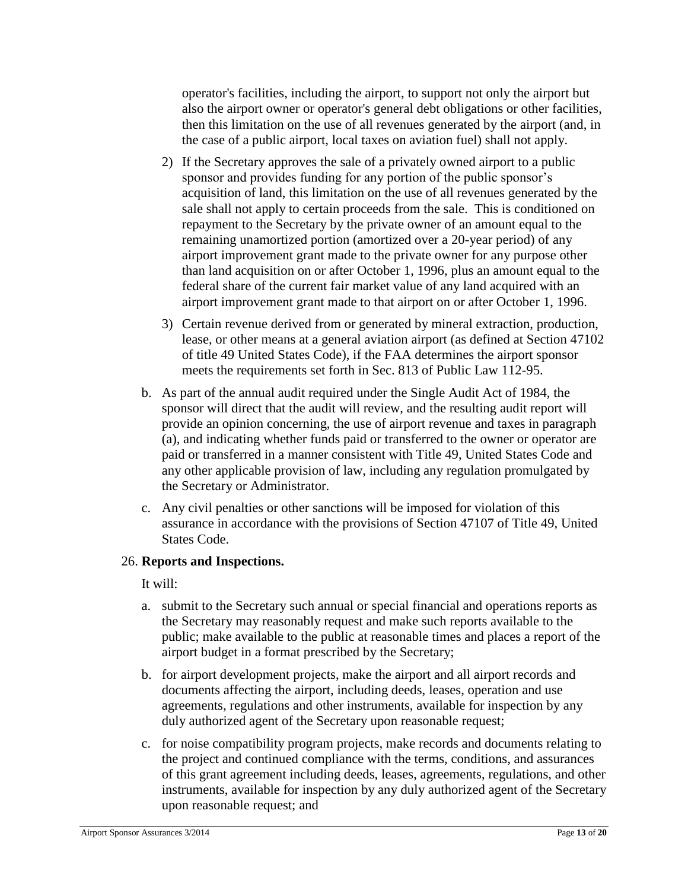operator's facilities, including the airport, to support not only the airport but also the airport owner or operator's general debt obligations or other facilities, then this limitation on the use of all revenues generated by the airport (and, in the case of a public airport, local taxes on aviation fuel) shall not apply.

2) If the Secretary approves the sale of a privately owned airport to a public sponsor and provides funding for any portion of the public sponsor's acquisition of land, this limitation on the use of all revenues generated by the sale shall not apply to certain proceeds from the sale. This is conditioned on repayment to the Secretary by the private owner of an amount equal to the remaining unamortized portion (amortized over a 20-year period) of any airport improvement grant made to the private owner for any purpose other than land acquisition on or after October 1, 1996, plus an amount equal to the federal share of the current fair market value of any land acquired with an airport improvement grant made to that airport on or after October 1, 1996.

3) Certain revenue derived from or generated by mineral extraction, production, lease, or other means at a general aviation airport (as defined at Section 47102 of title 49 United States Code), if the FAA determines the airport sponsor meets the requirements set forth in Sec. 813 of Public Law 112-95.

b. As part of the annual audit required under the Single Audit Act of 1984, the sponsor will direct that the audit will review, and the resulting audit report will provide an opinion concerning, the use of airport revenue and taxes in paragraph (a), and indicating whether funds paid or transferred to the owner or operator are paid or transferred in a manner consistent with Title 49, United States Code and any other applicable provision of law, including any regulation promulgated by the Secretary or Administrator.

c. Any civil penalties or other sanctions will be imposed for violation of this assurance in accordance with the provisions of Section 47107 of Title 49, United States Code.

26. **Reports and Inspections.**

It will:

a. submit to the Secretary such annual or special financial and operations reports as the Secretary may reasonably request and make such reports available to the public; make available to the public at reasonable times and places a report of the airport budget in a format prescribed by the Secretary;

b. for airport development projects, make the airport and all airport records and documents affecting the airport, including deeds, leases, operation and use agreements, regulations and other instruments, available for inspection by any duly authorized agent of the Secretary upon reasonable request;

c. for noise compatibility program projects, make records and documents relating to the project and continued compliance with the terms, conditions, and assurances of this grant agreement including deeds, leases, agreements, regulations, and other instruments, available for inspection by any duly authorized agent of the Secretary upon reasonable request; and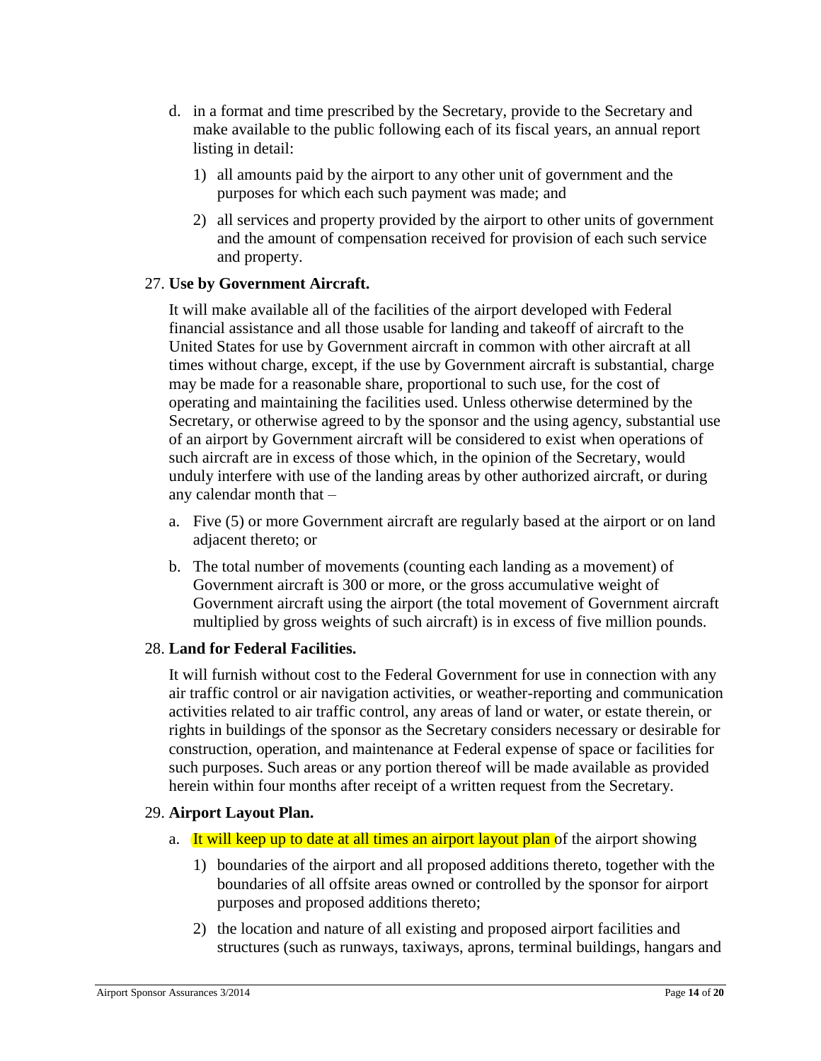d. in a format and time prescribed by the Secretary, provide to the Secretary and make available to the public following each of its fiscal years, an annual report listing in detail:

   1) all amounts paid by the airport to any other unit of government and the purposes for which each such payment was made; and

   2) all services and property provided by the airport to other units of government and the amount of compensation received for provision of each such service and property.

27. **Use by Government Aircraft.**

It will make available all of the facilities of the airport developed with Federal financial assistance and all those usable for landing and takeoff of aircraft to the United States for use by Government aircraft in common with other aircraft at all times without charge, except, if the use by Government aircraft is substantial, charge may be made for a reasonable share, proportional to such use, for the cost of operating and maintaining the facilities used. Unless otherwise determined by the Secretary, or otherwise agreed to by the sponsor and the using agency, substantial use of an airport by Government aircraft will be considered to exist when operations of such aircraft are in excess of those which, in the opinion of the Secretary, would unduly interfere with use of the landing areas by other authorized aircraft, or during any calendar month that –

a. Five (5) or more Government aircraft are regularly based at the airport or on land adjacent thereto; or

b. The total number of movements (counting each landing as a movement) of Government aircraft is 300 or more, or the gross accumulative weight of Government aircraft using the airport (the total movement of Government aircraft multiplied by gross weights of such aircraft) is in excess of five million pounds.

28. **Land for Federal Facilities.**

It will furnish without cost to the Federal Government for use in connection with any air traffic control or air navigation activities, or weather-reporting and communication activities related to air traffic control, any areas of land or water, or estate therein, or rights in buildings of the sponsor as the Secretary considers necessary or desirable for construction, operation, and maintenance at Federal expense of space or facilities for such purposes. Such areas or any portion thereof will be made available as provided herein within four months after receipt of a written request from the Secretary.

29. **Airport Layout Plan.**

a. It will keep up to date at all times an airport layout plan of the airport showing

   1) boundaries of the airport and all proposed additions thereto, together with the boundaries of all offsite areas owned or controlled by the sponsor for airport purposes and proposed additions thereto;

   2) the location and nature of all existing and proposed airport facilities and structures (such as runways, taxiways, aprons, terminal buildings, hangars and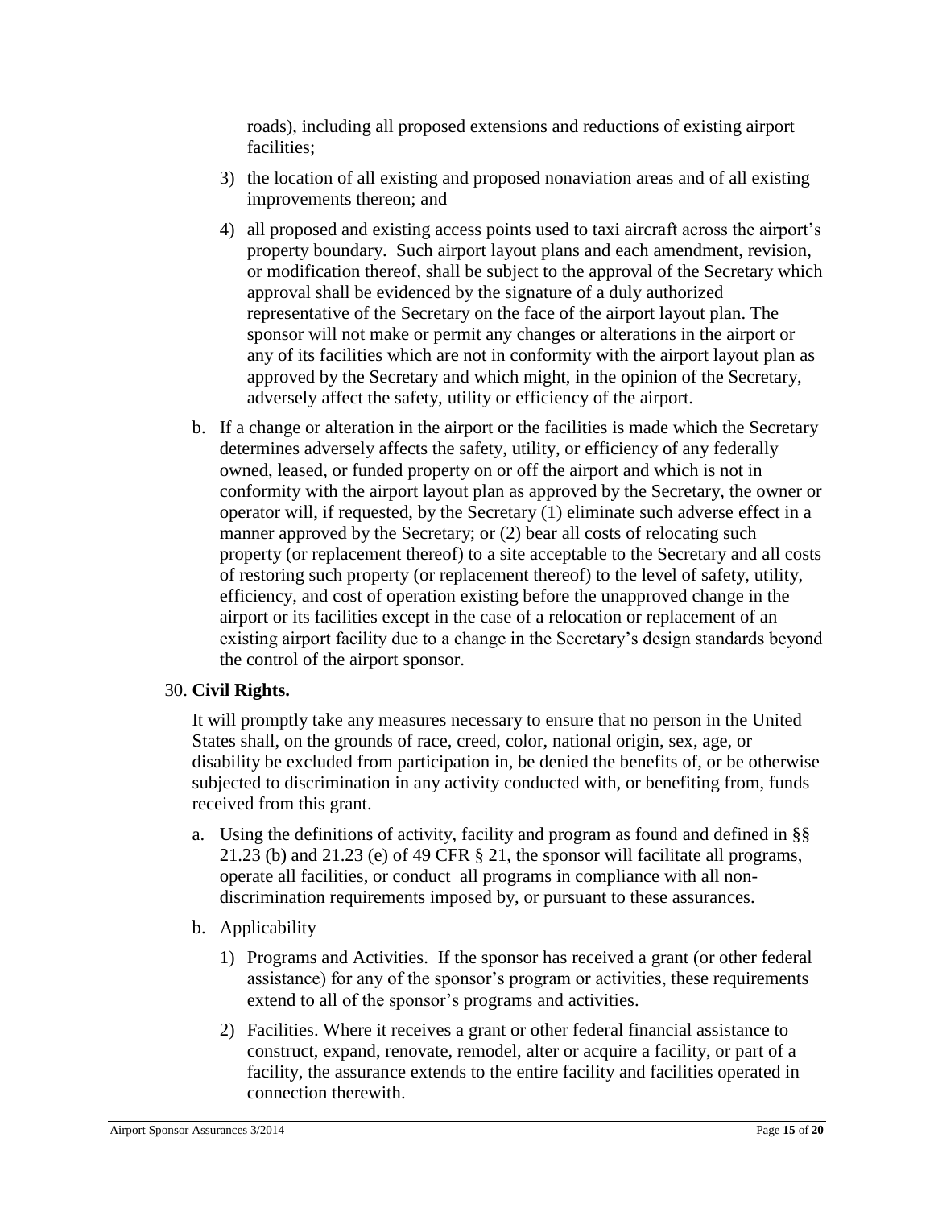roads), including all proposed extensions and reductions of existing airport facilities;

3) the location of all existing and proposed nonaviation areas and of all existing improvements thereon; and

4) all proposed and existing access points used to taxi aircraft across the airport's property boundary. Such airport layout plans and each amendment, revision, or modification thereof, shall be subject to the approval of the Secretary which approval shall be evidenced by the signature of a duly authorized representative of the Secretary on the face of the airport layout plan. The sponsor will not make or permit any changes or alterations in the airport or any of its facilities which are not in conformity with the airport layout plan as approved by the Secretary and which might, in the opinion of the Secretary, adversely affect the safety, utility or efficiency of the airport.

b. If a change or alteration in the airport or the facilities is made which the Secretary determines adversely affects the safety, utility, or efficiency of any federally owned, leased, or funded property on or off the airport and which is not in conformity with the airport layout plan as approved by the Secretary, the owner or operator will, if requested, by the Secretary (1) eliminate such adverse effect in a manner approved by the Secretary; or (2) bear all costs of relocating such property (or replacement thereof) to a site acceptable to the Secretary and all costs of restoring such property (or replacement thereof) to the level of safety, utility, efficiency, and cost of operation existing before the unapproved change in the airport or its facilities except in the case of a relocation or replacement of an existing airport facility due to a change in the Secretary's design standards beyond the control of the airport sponsor.

30. **Civil Rights.**

It will promptly take any measures necessary to ensure that no person in the United States shall, on the grounds of race, creed, color, national origin, sex, age, or disability be excluded from participation in, be denied the benefits of, or be otherwise subjected to discrimination in any activity conducted with, or benefiting from, funds received from this grant.

a. Using the definitions of activity, facility and program as found and defined in §§ 21.23 (b) and 21.23 (e) of 49 CFR § 21, the sponsor will facilitate all programs, operate all facilities, or conduct all programs in compliance with all non-discrimination requirements imposed by, or pursuant to these assurances.

b. Applicability

1) Programs and Activities. If the sponsor has received a grant (or other federal assistance) for any of the sponsor's program or activities, these requirements extend to all of the sponsor's programs and activities.

2) Facilities. Where it receives a grant or other federal financial assistance to construct, expand, renovate, remodel, alter or acquire a facility, or part of a facility, the assurance extends to the entire facility and facilities operated in connection therewith.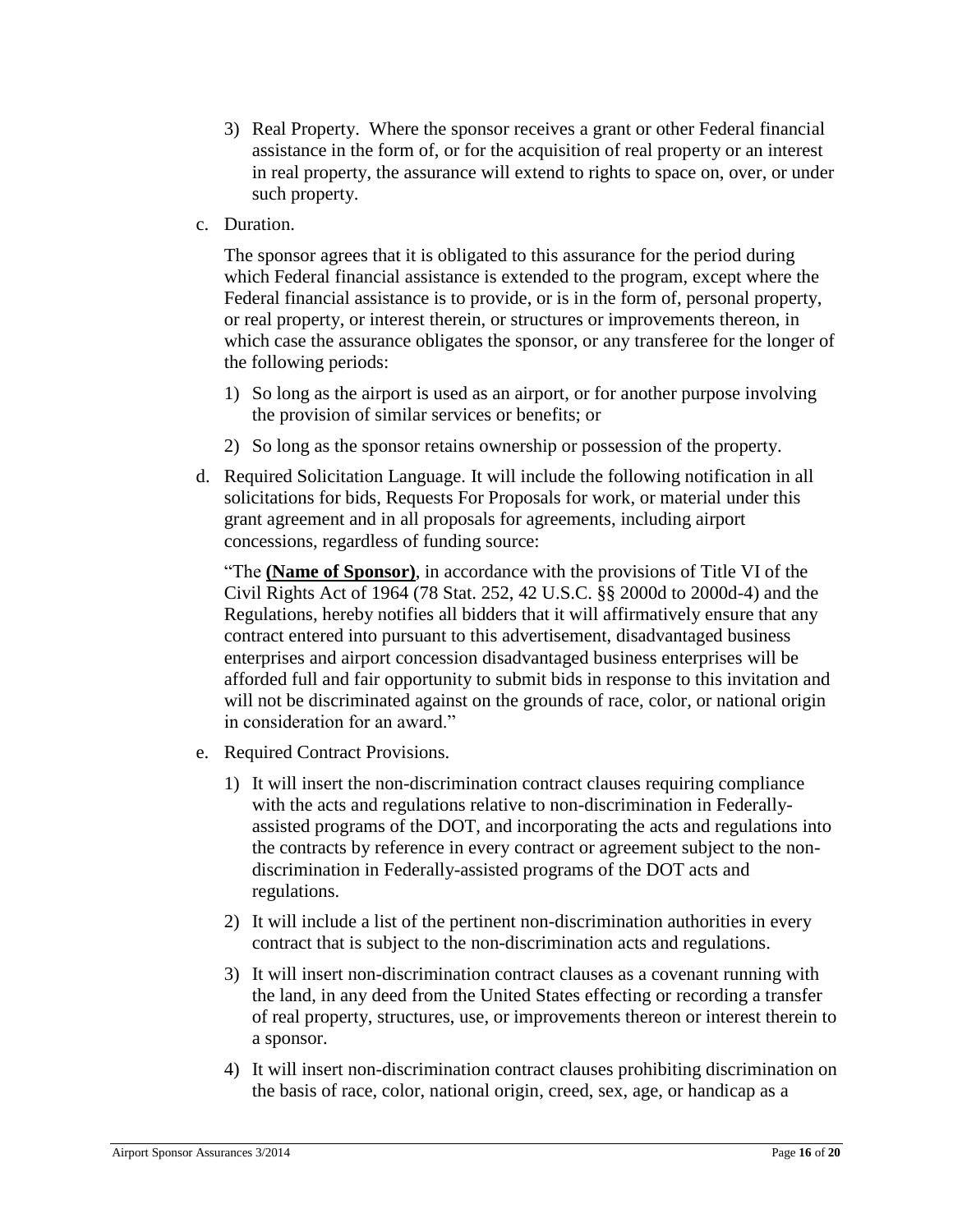3) Real Property. Where the sponsor receives a grant or other Federal financial assistance in the form of, or for the acquisition of real property or an interest in real property, the assurance will extend to rights to space on, over, or under such property.

c. Duration.

   The sponsor agrees that it is obligated to this assurance for the period during which Federal financial assistance is extended to the program, except where the Federal financial assistance is to provide, or is in the form of, personal property, or real property, or interest therein, or structures or improvements thereon, in which case the assurance obligates the sponsor, or any transferee for the longer of the following periods:

   1) So long as the airport is used as an airport, or for another purpose involving the provision of similar services or benefits; or

   2) So long as the sponsor retains ownership or possession of the property.

d. Required Solicitation Language. It will include the following notification in all solicitations for bids, Requests For Proposals for work, or material under this grant agreement and in all proposals for agreements, including airport concessions, regardless of funding source:

   "The **(Name of Sponsor)**, in accordance with the provisions of Title VI of the Civil Rights Act of 1964 (78 Stat. 252, 42 U.S.C. §§ 2000d to 2000d-4) and the Regulations, hereby notifies all bidders that it will affirmatively ensure that any contract entered into pursuant to this advertisement, disadvantaged business enterprises and airport concession disadvantaged business enterprises will be afforded full and fair opportunity to submit bids in response to this invitation and will not be discriminated against on the grounds of race, color, or national origin in consideration for an award."

e. Required Contract Provisions.

   1) It will insert the non-discrimination contract clauses requiring compliance with the acts and regulations relative to non-discrimination in Federally-assisted programs of the DOT, and incorporating the acts and regulations into the contracts by reference in every contract or agreement subject to the non-discrimination in Federally-assisted programs of the DOT acts and regulations.

   2) It will include a list of the pertinent non-discrimination authorities in every contract that is subject to the non-discrimination acts and regulations.

   3) It will insert non-discrimination contract clauses as a covenant running with the land, in any deed from the United States effecting or recording a transfer of real property, structures, use, or improvements thereon or interest therein to a sponsor.

   4) It will insert non-discrimination contract clauses prohibiting discrimination on the basis of race, color, national origin, creed, sex, age, or handicap as a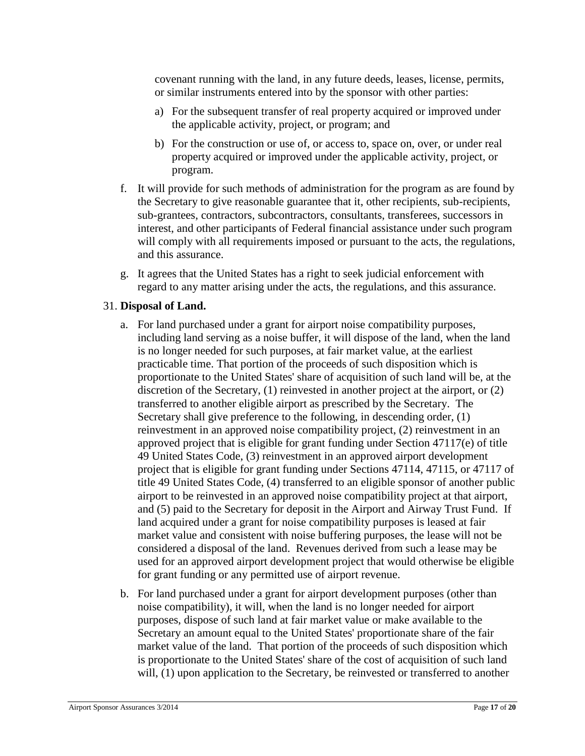covenant running with the land, in any future deeds, leases, license, permits, or similar instruments entered into by the sponsor with other parties:

a) For the subsequent transfer of real property acquired or improved under the applicable activity, project, or program; and

b) For the construction or use of, or access to, space on, over, or under real property acquired or improved under the applicable activity, project, or program.

f. It will provide for such methods of administration for the program as are found by the Secretary to give reasonable guarantee that it, other recipients, sub-recipients, sub-grantees, contractors, subcontractors, consultants, transferees, successors in interest, and other participants of Federal financial assistance under such program will comply with all requirements imposed or pursuant to the acts, the regulations, and this assurance.

g. It agrees that the United States has a right to seek judicial enforcement with regard to any matter arising under the acts, the regulations, and this assurance.

31. **Disposal of Land.**

a. For land purchased under a grant for airport noise compatibility purposes, including land serving as a noise buffer, it will dispose of the land, when the land is no longer needed for such purposes, at fair market value, at the earliest practicable time. That portion of the proceeds of such disposition which is proportionate to the United States' share of acquisition of such land will be, at the discretion of the Secretary, (1) reinvested in another project at the airport, or (2) transferred to another eligible airport as prescribed by the Secretary. The Secretary shall give preference to the following, in descending order, (1) reinvestment in an approved noise compatibility project, (2) reinvestment in an approved project that is eligible for grant funding under Section 47117(e) of title 49 United States Code, (3) reinvestment in an approved airport development project that is eligible for grant funding under Sections 47114, 47115, or 47117 of title 49 United States Code, (4) transferred to an eligible sponsor of another public airport to be reinvested in an approved noise compatibility project at that airport, and (5) paid to the Secretary for deposit in the Airport and Airway Trust Fund. If land acquired under a grant for noise compatibility purposes is leased at fair market value and consistent with noise buffering purposes, the lease will not be considered a disposal of the land. Revenues derived from such a lease may be used for an approved airport development project that would otherwise be eligible for grant funding or any permitted use of airport revenue.

b. For land purchased under a grant for airport development purposes (other than noise compatibility), it will, when the land is no longer needed for airport purposes, dispose of such land at fair market value or make available to the Secretary an amount equal to the United States' proportionate share of the fair market value of the land. That portion of the proceeds of such disposition which is proportionate to the United States' share of the cost of acquisition of such land will, (1) upon application to the Secretary, be reinvested or transferred to another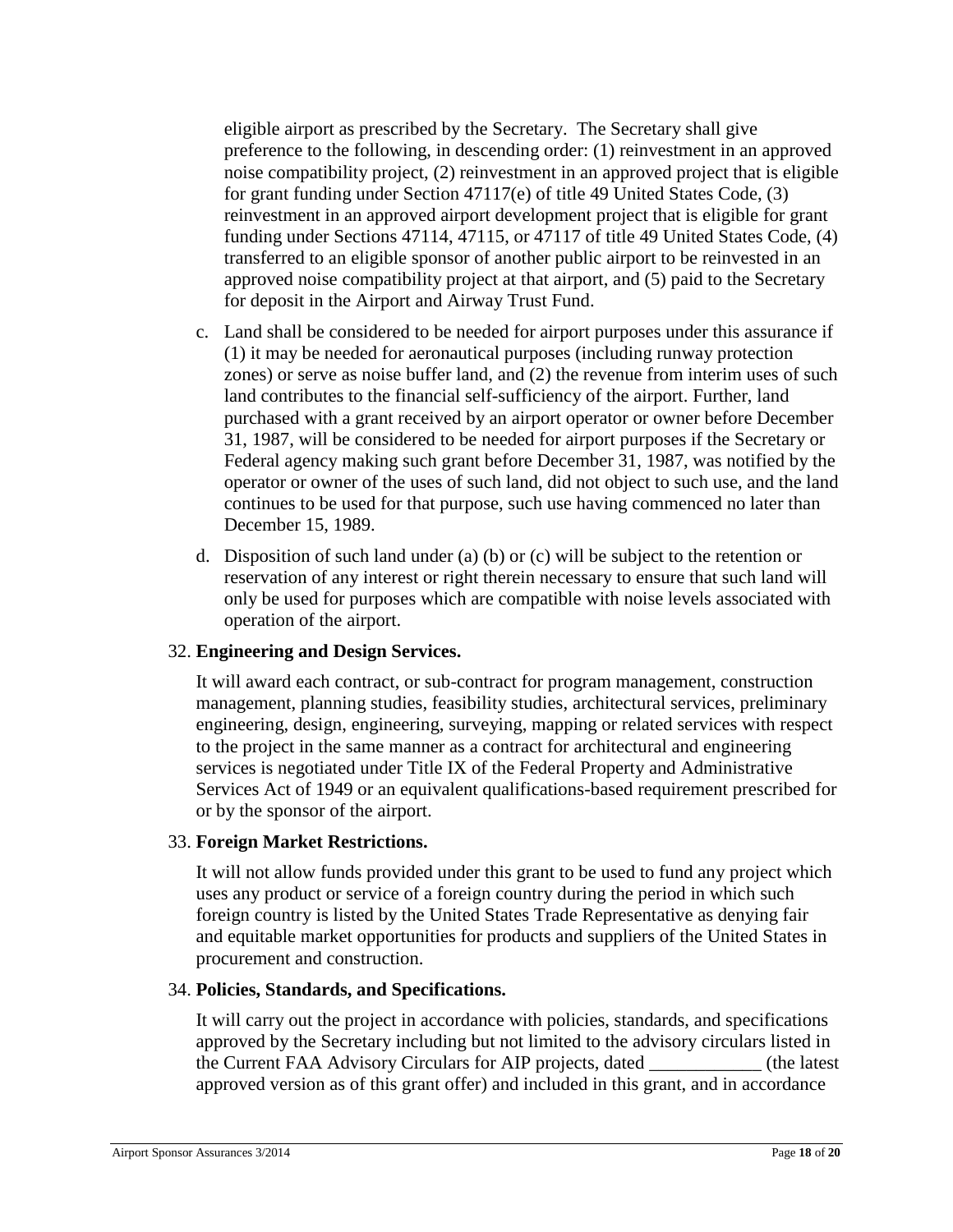eligible airport as prescribed by the Secretary. The Secretary shall give preference to the following, in descending order: (1) reinvestment in an approved noise compatibility project, (2) reinvestment in an approved project that is eligible for grant funding under Section 47117(e) of title 49 United States Code, (3) reinvestment in an approved airport development project that is eligible for grant funding under Sections 47114, 47115, or 47117 of title 49 United States Code, (4) transferred to an eligible sponsor of another public airport to be reinvested in an approved noise compatibility project at that airport, and (5) paid to the Secretary for deposit in the Airport and Airway Trust Fund.

c. Land shall be considered to be needed for airport purposes under this assurance if (1) it may be needed for aeronautical purposes (including runway protection zones) or serve as noise buffer land, and (2) the revenue from interim uses of such land contributes to the financial self-sufficiency of the airport. Further, land purchased with a grant received by an airport operator or owner before December 31, 1987, will be considered to be needed for airport purposes if the Secretary or Federal agency making such grant before December 31, 1987, was notified by the operator or owner of the uses of such land, did not object to such use, and the land continues to be used for that purpose, such use having commenced no later than December 15, 1989.

d. Disposition of such land under (a) (b) or (c) will be subject to the retention or reservation of any interest or right therein necessary to ensure that such land will only be used for purposes which are compatible with noise levels associated with operation of the airport.

32. **Engineering and Design Services.**

It will award each contract, or sub-contract for program management, construction management, planning studies, feasibility studies, architectural services, preliminary engineering, design, engineering, surveying, mapping or related services with respect to the project in the same manner as a contract for architectural and engineering services is negotiated under Title IX of the Federal Property and Administrative Services Act of 1949 or an equivalent qualifications-based requirement prescribed for or by the sponsor of the airport.

33. **Foreign Market Restrictions.**

It will not allow funds provided under this grant to be used to fund any project which uses any product or service of a foreign country during the period in which such foreign country is listed by the United States Trade Representative as denying fair and equitable market opportunities for products and suppliers of the United States in procurement and construction.

34. **Policies, Standards, and Specifications.**

It will carry out the project in accordance with policies, standards, and specifications approved by the Secretary including but not limited to the advisory circulars listed in the Current FAA Advisory Circulars for AIP projects, dated ____________ (the latest approved version as of this grant offer) and included in this grant, and in accordance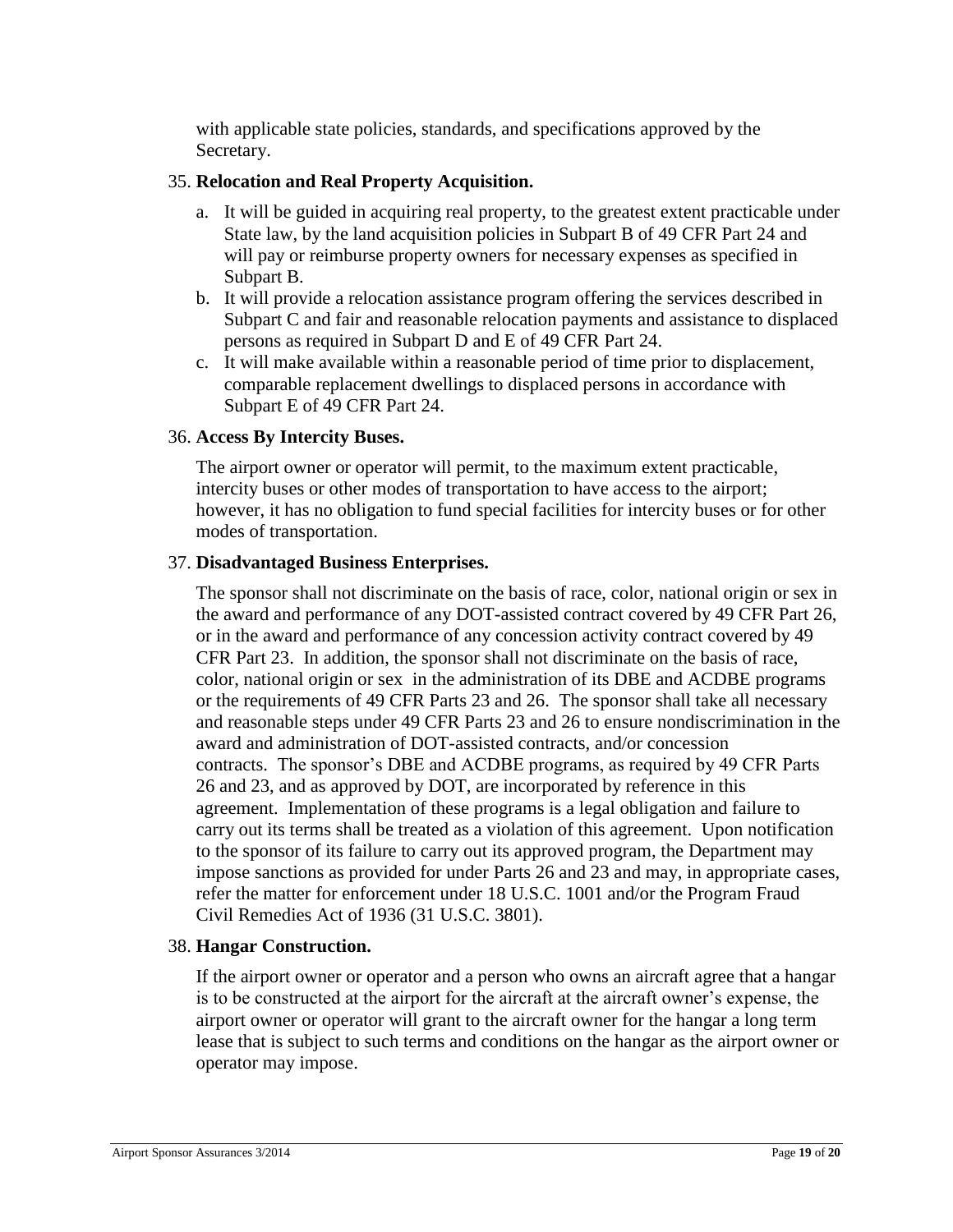with applicable state policies, standards, and specifications approved by the Secretary.

35. **Relocation and Real Property Acquisition.**

    a. It will be guided in acquiring real property, to the greatest extent practicable under State law, by the land acquisition policies in Subpart B of 49 CFR Part 24 and will pay or reimburse property owners for necessary expenses as specified in Subpart B.
    b. It will provide a relocation assistance program offering the services described in Subpart C and fair and reasonable relocation payments and assistance to displaced persons as required in Subpart D and E of 49 CFR Part 24.
    c. It will make available within a reasonable period of time prior to displacement, comparable replacement dwellings to displaced persons in accordance with Subpart E of 49 CFR Part 24.

36. **Access By Intercity Buses.**

    The airport owner or operator will permit, to the maximum extent practicable, intercity buses or other modes of transportation to have access to the airport; however, it has no obligation to fund special facilities for intercity buses or for other modes of transportation.

37. **Disadvantaged Business Enterprises.**

    The sponsor shall not discriminate on the basis of race, color, national origin or sex in the award and performance of any DOT-assisted contract covered by 49 CFR Part 26, or in the award and performance of any concession activity contract covered by 49 CFR Part 23. In addition, the sponsor shall not discriminate on the basis of race, color, national origin or sex in the administration of its DBE and ACDBE programs or the requirements of 49 CFR Parts 23 and 26. The sponsor shall take all necessary and reasonable steps under 49 CFR Parts 23 and 26 to ensure nondiscrimination in the award and administration of DOT-assisted contracts, and/or concession contracts. The sponsor's DBE and ACDBE programs, as required by 49 CFR Parts 26 and 23, and as approved by DOT, are incorporated by reference in this agreement. Implementation of these programs is a legal obligation and failure to carry out its terms shall be treated as a violation of this agreement. Upon notification to the sponsor of its failure to carry out its approved program, the Department may impose sanctions as provided for under Parts 26 and 23 and may, in appropriate cases, refer the matter for enforcement under 18 U.S.C. 1001 and/or the Program Fraud Civil Remedies Act of 1936 (31 U.S.C. 3801).

38. **Hangar Construction.**

    If the airport owner or operator and a person who owns an aircraft agree that a hangar is to be constructed at the airport for the aircraft at the aircraft owner's expense, the airport owner or operator will grant to the aircraft owner for the hangar a long term lease that is subject to such terms and conditions on the hangar as the airport owner or operator may impose.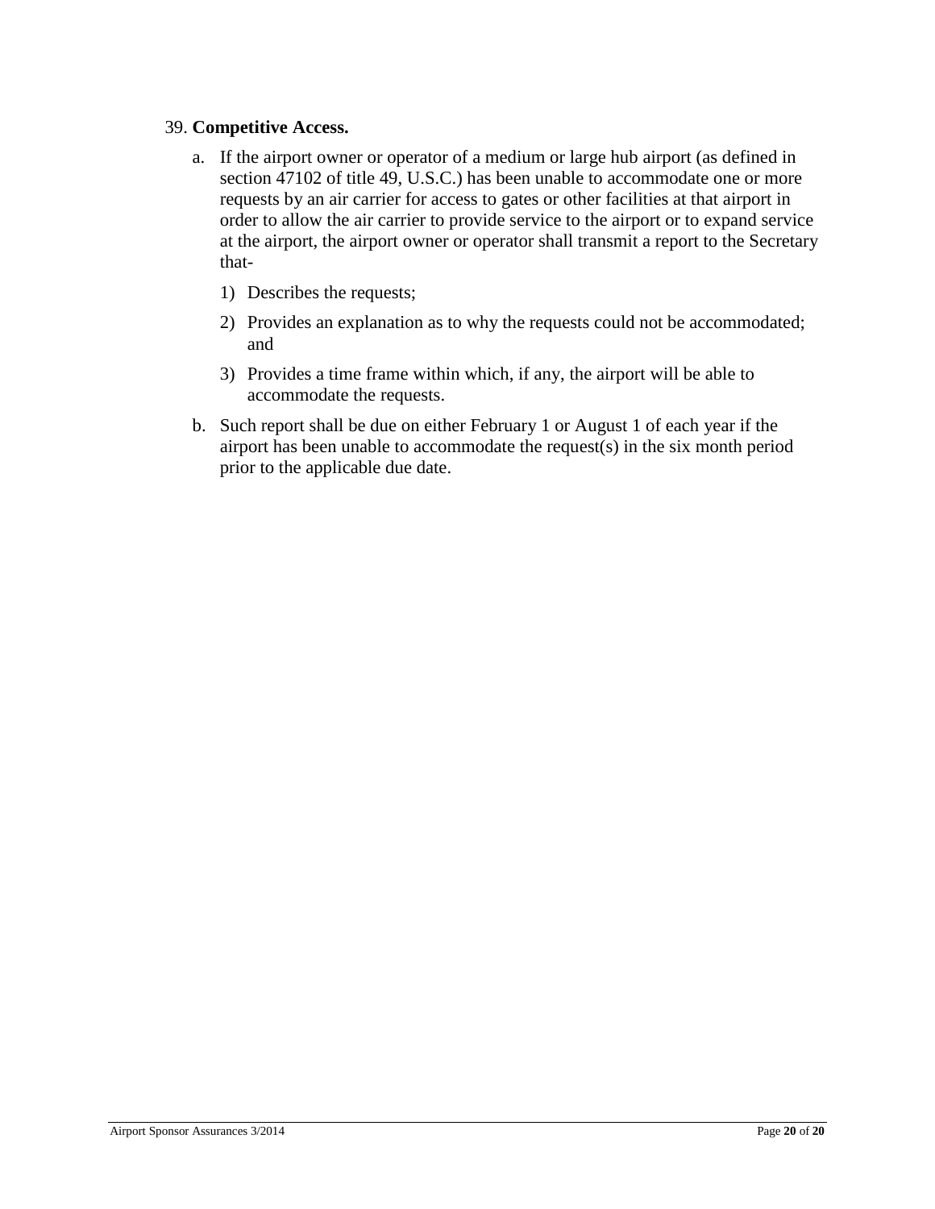39. **Competitive Access.**

a. If the airport owner or operator of a medium or large hub airport (as defined in section 47102 of title 49, U.S.C.) has been unable to accommodate one or more requests by an air carrier for access to gates or other facilities at that airport in order to allow the air carrier to provide service to the airport or to expand service at the airport, the airport owner or operator shall transmit a report to the Secretary that-

   1) Describes the requests;

   2) Provides an explanation as to why the requests could not be accommodated; and

   3) Provides a time frame within which, if any, the airport will be able to accommodate the requests.

b. Such report shall be due on either February 1 or August 1 of each year if the airport has been unable to accommodate the request(s) in the six month period prior to the applicable due date.